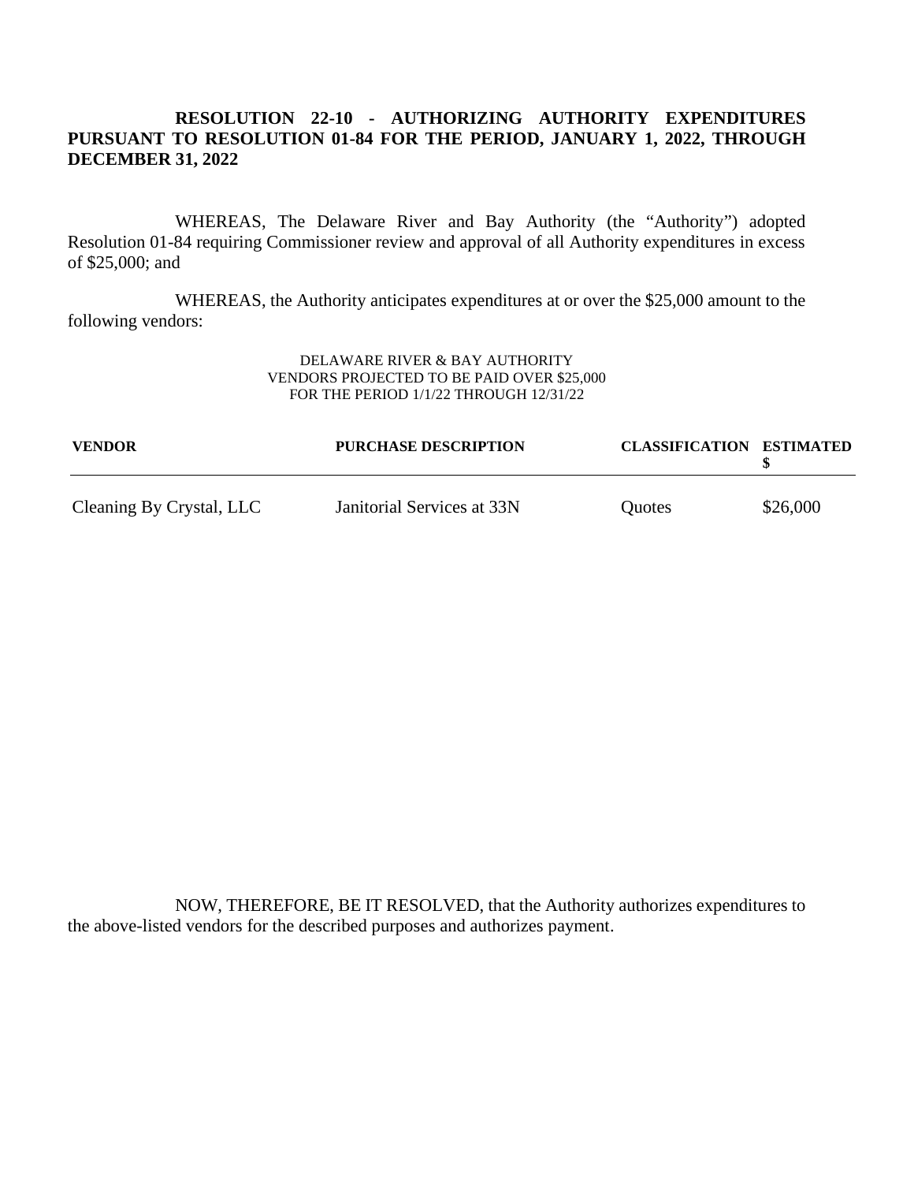**RESOLUTION 22-10 - AUTHORIZING AUTHORITY EXPENDITURES PURSUANT TO RESOLUTION 01-84 FOR THE PERIOD, JANUARY 1, 2022, THROUGH DECEMBER 31, 2022**

WHEREAS, The Delaware River and Bay Authority (the "Authority") adopted Resolution 01-84 requiring Commissioner review and approval of all Authority expenditures in excess of $25,000; and

WHEREAS, the Authority anticipates expenditures at or over the $25,000 amount to the following vendors:

DELAWARE RIVER & BAY AUTHORITY
VENDORS PROJECTED TO BE PAID OVER $25,000
FOR THE PERIOD 1/1/22 THROUGH 12/31/22

| VENDOR | PURCHASE DESCRIPTION | CLASSIFICATION | ESTIMATED $ |
|---|---|---|---|
| Cleaning By Crystal, LLC | Janitorial Services at 33N | Quotes | $26,000 |

NOW, THEREFORE, BE IT RESOLVED, that the Authority authorizes expenditures to the above-listed vendors for the described purposes and authorizes payment.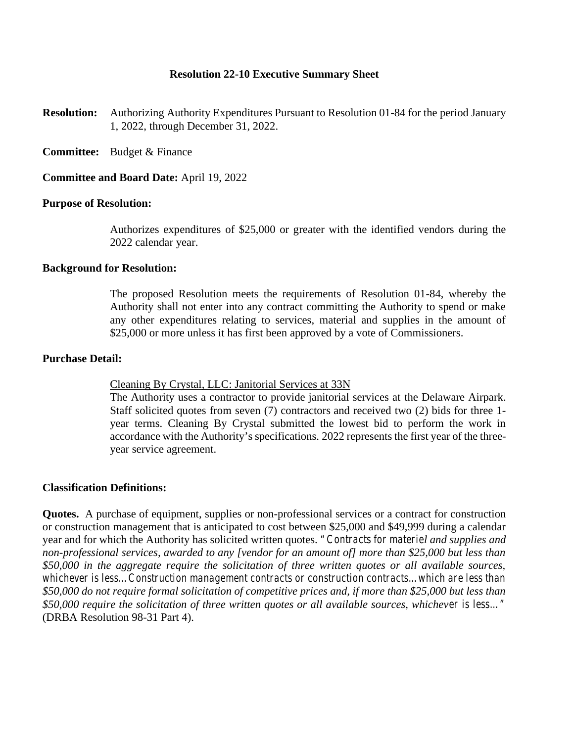**Resolution 22-10 Executive Summary Sheet**

**Resolution:** Authorizing Authority Expenditures Pursuant to Resolution 01-84 for the period January 1, 2022, through December 31, 2022.

**Committee:** Budget & Finance

**Committee and Board Date:** April 19, 2022

**Purpose of Resolution:**

Authorizes expenditures of $25,000 or greater with the identified vendors during the 2022 calendar year.

**Background for Resolution:**

The proposed Resolution meets the requirements of Resolution 01-84, whereby the Authority shall not enter into any contract committing the Authority to spend or make any other expenditures relating to services, material and supplies in the amount of $25,000 or more unless it has first been approved by a vote of Commissioners.

**Purchase Detail:**

Cleaning By Crystal, LLC: Janitorial Services at 33N

The Authority uses a contractor to provide janitorial services at the Delaware Airpark. Staff solicited quotes from seven (7) contractors and received two (2) bids for three 1-year terms. Cleaning By Crystal submitted the lowest bid to perform the work in accordance with the Authority's specifications. 2022 represents the first year of the three-year service agreement.

**Classification Definitions:**

**Quotes.** A purchase of equipment, supplies or non-professional services or a contract for construction or construction management that is anticipated to cost between $25,000 and $49,999 during a calendar year and for which the Authority has solicited written quotes. *"Contracts for materiel and supplies and non-professional services, awarded to any [vendor for an amount of] more than $25,000 but less than $50,000 in the aggregate require the solicitation of three written quotes or all available sources, whichever is less…Construction management contracts or construction contracts…which are less than $50,000 do not require formal solicitation of competitive prices and, if more than $25,000 but less than $50,000 require the solicitation of three written quotes or all available sources, whichever is less…"* (DRBA Resolution 98-31 Part 4).